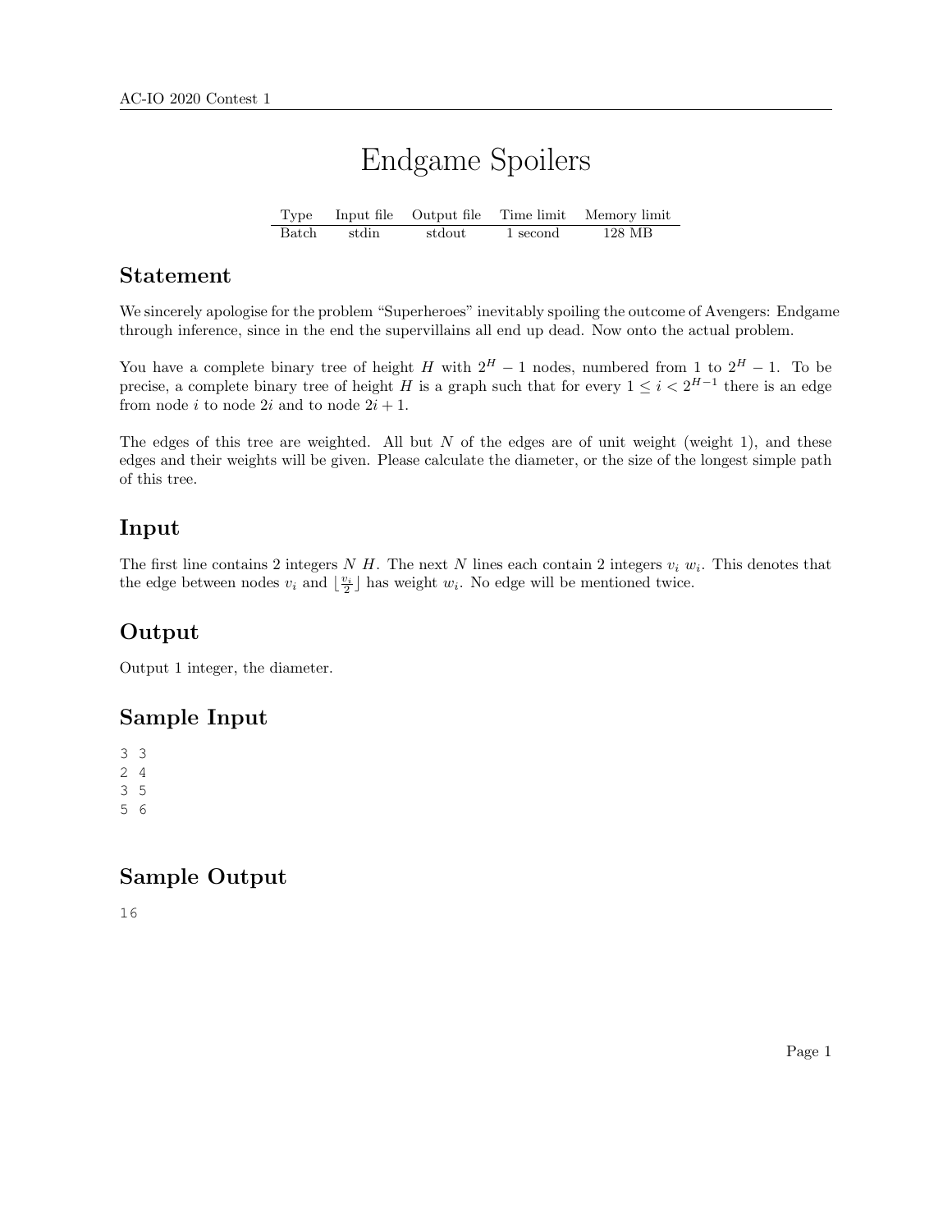# Endgame Spoilers

| Type | Input file | Output file | Time limit | Memory limit |
|---|---|---|---|---|
| Batch | stdin | stdout | 1 second | 128 MB |

## Statement

We sincerely apologise for the problem "Superheroes" inevitably spoiling the outcome of Avengers: Endgame through inference, since in the end the supervillains all end up dead. Now onto the actual problem.

You have a complete binary tree of height $H$ with $2^H - 1$ nodes, numbered from 1 to $2^H - 1$. To be precise, a complete binary tree of height $H$ is a graph such that for every $1 \le i < 2^{H-1}$ there is an edge from node $i$ to node $2i$ and to node $2i + 1$.

The edges of this tree are weighted. All but $N$ of the edges are of unit weight (weight 1), and these edges and their weights will be given. Please calculate the diameter, or the size of the longest simple path of this tree.

## Input

The first line contains 2 integers $N$ $H$. The next $N$ lines each contain 2 integers $v_i$ $w_i$. This denotes that the edge between nodes $v_i$ and $\lfloor \frac{v_i}{2} \rfloor$ has weight $w_i$. No edge will be mentioned twice.

## Output

Output 1 integer, the diameter.

## Sample Input

```
3 3
2 4
3 5
5 6
```

## Sample Output

```
16
```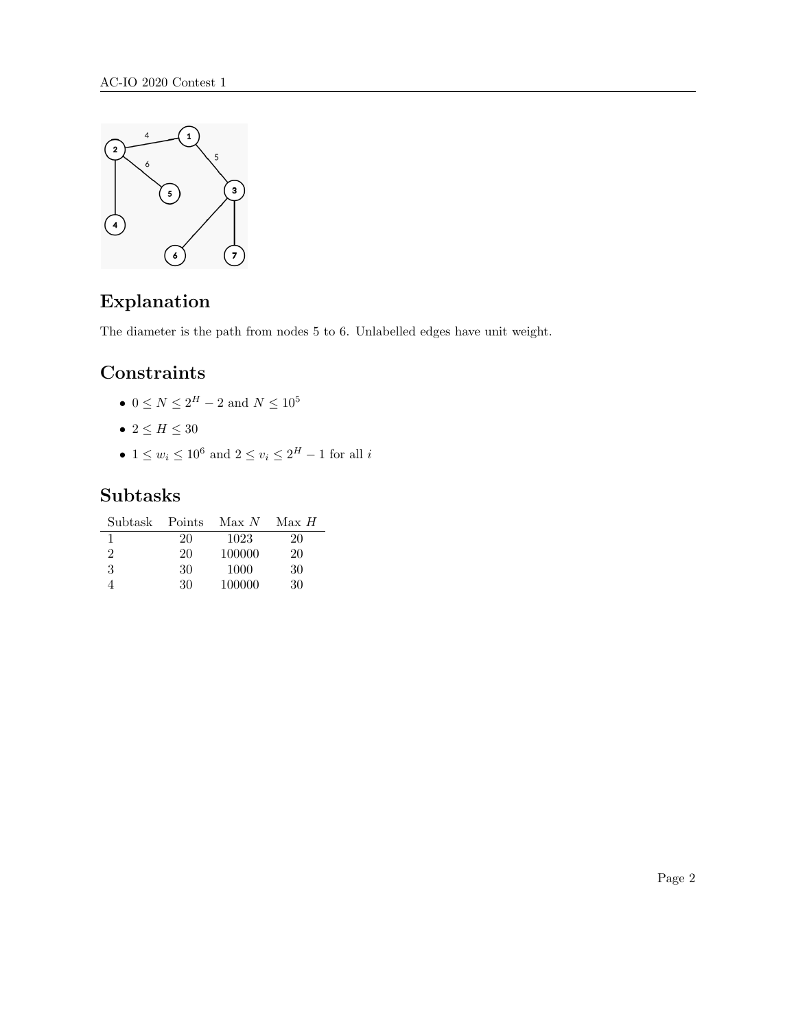## Explanation

The diameter is the path from nodes 5 to 6. Unlabelled edges have unit weight.

## Constraints

- $0 \le N \le 2^H - 2$ and $N \le 10^5$
- $2 \le H \le 30$
- $1 \le w_i \le 10^6$ and $2 \le v_i \le 2^H - 1$ for all $i$

## Subtasks

| Subtask | Points | Max $N$ | Max $H$ |
|---|---|---|---|
| 1 | 20 | 1023 | 20 |
| 2 | 20 | 100000 | 20 |
| 3 | 30 | 1000 | 30 |
| 4 | 30 | 100000 | 30 |